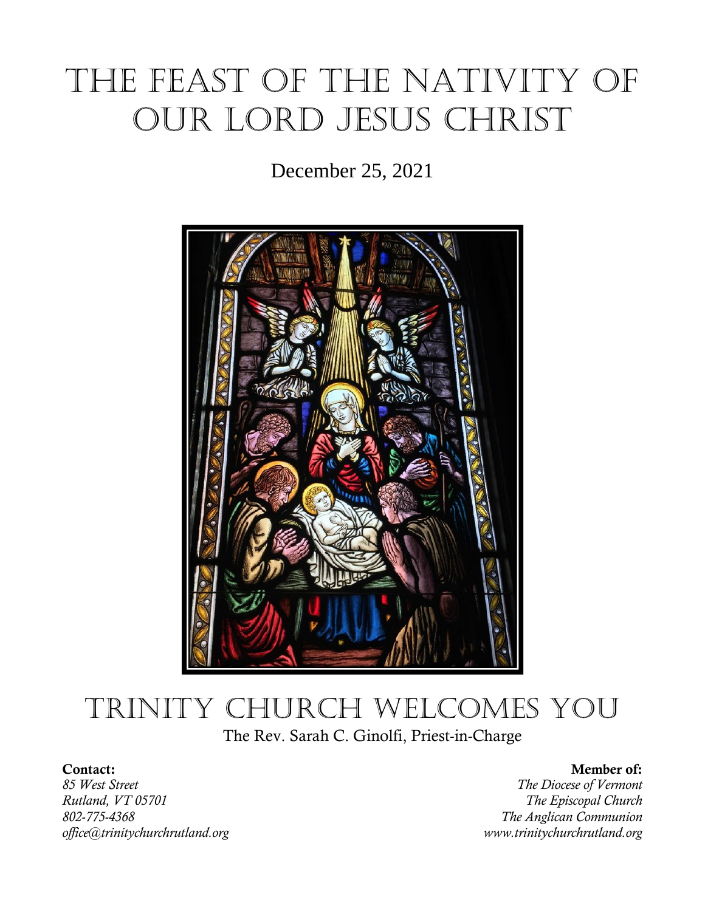# The Feast of the Nativity of Our Lord Jesus Christ

December 25, 2021

# Trinity Church Welcomes You

The Rev. Sarah C. Ginolfi, Priest-in-Charge

**Contact:**
*85 West Street*
*Rutland, VT 05701*
*802-775-4368*
*office@trinitychurchrutland.org*

**Member of:**
*The Diocese of Vermont*
*The Episcopal Church*
*The Anglican Communion*
*www.trinitychurchrutland.org*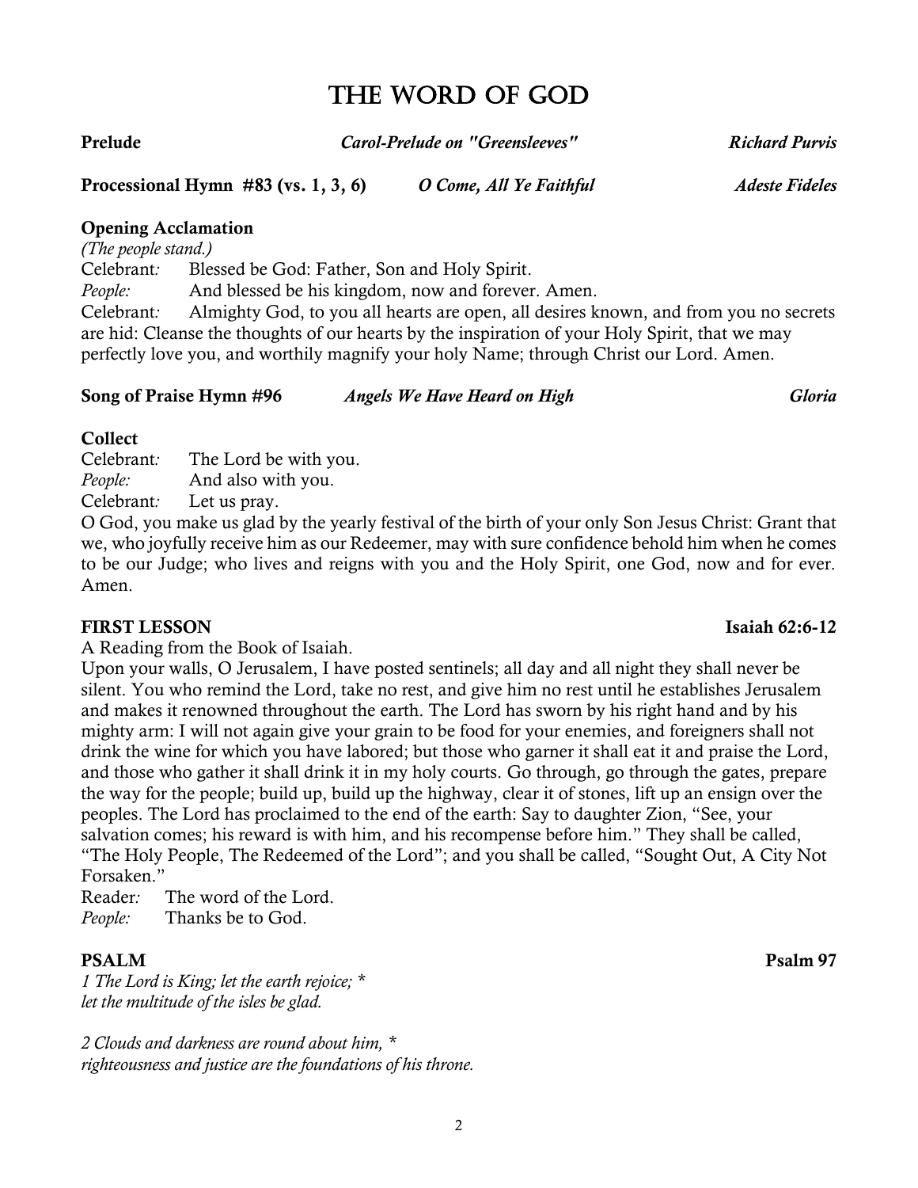# The Word of God

**Prelude** *Carol-Prelude on "Greensleeves"* *Richard Purvis*

**Processional Hymn #83 (vs. 1, 3, 6)** *O Come, All Ye Faithful* *Adeste Fideles*

**Opening Acclamation**

*(The people stand.)*

Celebrant*:* Blessed be God: Father, Son and Holy Spirit.

*People:* And blessed be his kingdom, now and forever. Amen.

Celebrant*:* Almighty God, to you all hearts are open, all desires known, and from you no secrets are hid: Cleanse the thoughts of our hearts by the inspiration of your Holy Spirit, that we may perfectly love you, and worthily magnify your holy Name; through Christ our Lord. Amen.

**Song of Praise Hymn #96** *Angels We Have Heard on High* *Gloria*

**Collect**

Celebrant*:* The Lord be with you.

*People:* And also with you.

Celebrant*:* Let us pray.

O God, you make us glad by the yearly festival of the birth of your only Son Jesus Christ: Grant that we, who joyfully receive him as our Redeemer, may with sure confidence behold him when he comes to be our Judge; who lives and reigns with you and the Holy Spirit, one God, now and for ever. Amen.

**FIRST LESSON** **Isaiah 62:6-12**

A Reading from the Book of Isaiah.

Upon your walls, O Jerusalem, I have posted sentinels; all day and all night they shall never be silent. You who remind the Lord, take no rest, and give him no rest until he establishes Jerusalem and makes it renowned throughout the earth. The Lord has sworn by his right hand and by his mighty arm: I will not again give your grain to be food for your enemies, and foreigners shall not drink the wine for which you have labored; but those who garner it shall eat it and praise the Lord, and those who gather it shall drink it in my holy courts. Go through, go through the gates, prepare the way for the people; build up, build up the highway, clear it of stones, lift up an ensign over the peoples. The Lord has proclaimed to the end of the earth: Say to daughter Zion, "See, your salvation comes; his reward is with him, and his recompense before him." They shall be called, "The Holy People, The Redeemed of the Lord"; and you shall be called, "Sought Out, A City Not Forsaken."

Reader*:* The word of the Lord.

*People:* Thanks be to God.

**PSALM** **Psalm 97**

*1 The Lord is King; let the earth rejoice; \**
*let the multitude of the isles be glad.*

*2 Clouds and darkness are round about him, \**
*righteousness and justice are the foundations of his throne.*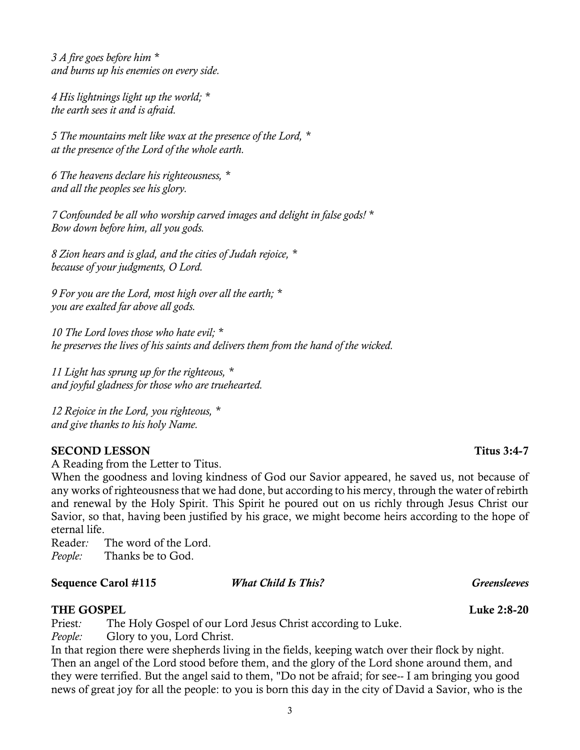*3 A fire goes before him **
*and burns up his enemies on every side.*

*4 His lightnings light up the world; **
*the earth sees it and is afraid.*

*5 The mountains melt like wax at the presence of the Lord, **
*at the presence of the Lord of the whole earth.*

*6 The heavens declare his righteousness, **
*and all the peoples see his glory.*

*7 Confounded be all who worship carved images and delight in false gods! **
*Bow down before him, all you gods.*

*8 Zion hears and is glad, and the cities of Judah rejoice, **
*because of your judgments, O Lord.*

*9 For you are the Lord, most high over all the earth; **
*you are exalted far above all gods.*

*10 The Lord loves those who hate evil; **
*he preserves the lives of his saints and delivers them from the hand of the wicked.*

*11 Light has sprung up for the righteous, **
*and joyful gladness for those who are truehearted.*

*12 Rejoice in the Lord, you righteous, **
*and give thanks to his holy Name.*

**SECOND LESSON** **Titus 3:4-7**

A Reading from the Letter to Titus.
When the goodness and loving kindness of God our Savior appeared, he saved us, not because of any works of righteousness that we had done, but according to his mercy, through the water of rebirth and renewal by the Holy Spirit. This Spirit he poured out on us richly through Jesus Christ our Savior, so that, having been justified by his grace, we might become heirs according to the hope of eternal life.
Reader*:* The word of the Lord.
*People:* Thanks be to God.

**Sequence Carol #115** ***What Child Is This?*** ***Greensleeves***

**THE GOSPEL** **Luke 2:8-20**

Priest*:* The Holy Gospel of our Lord Jesus Christ according to Luke.
*People:* Glory to you, Lord Christ.
In that region there were shepherds living in the fields, keeping watch over their flock by night. Then an angel of the Lord stood before them, and the glory of the Lord shone around them, and they were terrified. But the angel said to them, "Do not be afraid; for see-- I am bringing you good news of great joy for all the people: to you is born this day in the city of David a Savior, who is the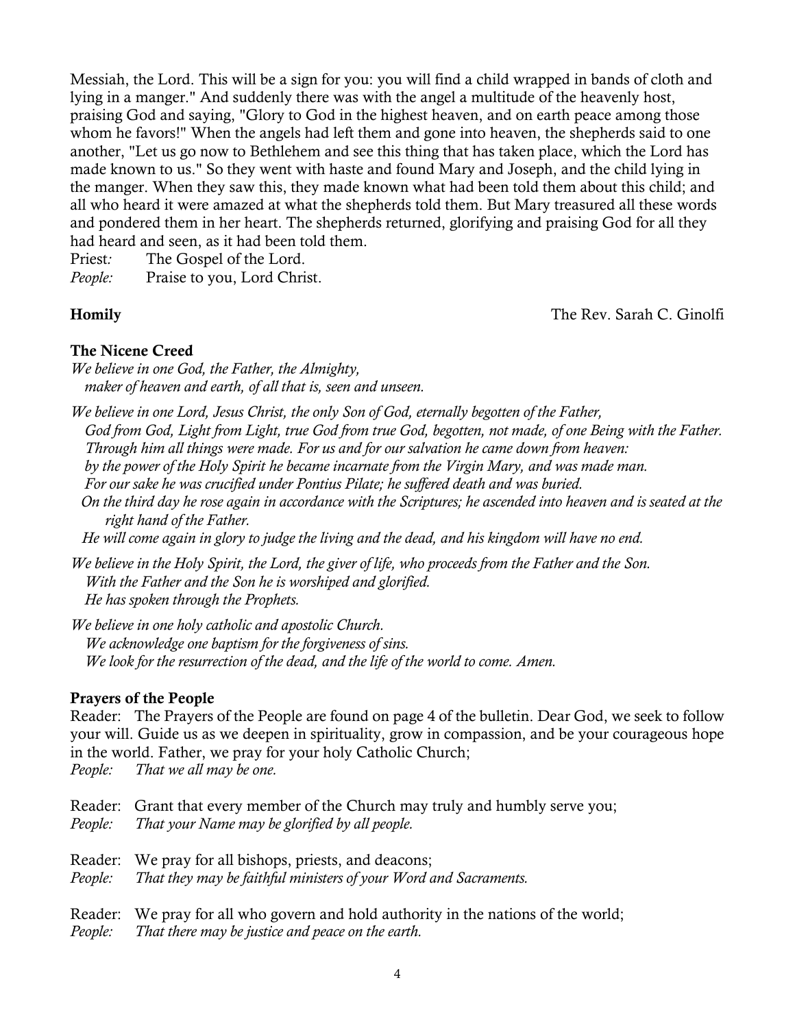Messiah, the Lord. This will be a sign for you: you will find a child wrapped in bands of cloth and lying in a manger." And suddenly there was with the angel a multitude of the heavenly host, praising God and saying, "Glory to God in the highest heaven, and on earth peace among those whom he favors!" When the angels had left them and gone into heaven, the shepherds said to one another, "Let us go now to Bethlehem and see this thing that has taken place, which the Lord has made known to us." So they went with haste and found Mary and Joseph, and the child lying in the manger. When they saw this, they made known what had been told them about this child; and all who heard it were amazed at what the shepherds told them. But Mary treasured all these words and pondered them in her heart. The shepherds returned, glorifying and praising God for all they had heard and seen, as it had been told them.

Priest*:* The Gospel of the Lord.
*People:* Praise to you, Lord Christ.

**Homily** The Rev. Sarah C. Ginolfi

**The Nicene Creed**

*We believe in one God, the Father, the Almighty,*
*maker of heaven and earth, of all that is, seen and unseen.*

*We believe in one Lord, Jesus Christ, the only Son of God, eternally begotten of the Father,*
*God from God, Light from Light, true God from true God, begotten, not made, of one Being with the Father.*
*Through him all things were made. For us and for our salvation he came down from heaven:*
*by the power of the Holy Spirit he became incarnate from the Virgin Mary, and was made man.*
*For our sake he was crucified under Pontius Pilate; he suffered death and was buried.*
*On the third day he rose again in accordance with the Scriptures; he ascended into heaven and is seated at the right hand of the Father.*
*He will come again in glory to judge the living and the dead, and his kingdom will have no end.*

*We believe in the Holy Spirit, the Lord, the giver of life, who proceeds from the Father and the Son.*
*With the Father and the Son he is worshiped and glorified.*
*He has spoken through the Prophets.*

*We believe in one holy catholic and apostolic Church.*
*We acknowledge one baptism for the forgiveness of sins.*
*We look for the resurrection of the dead, and the life of the world to come. Amen.*

**Prayers of the People**

Reader: The Prayers of the People are found on page 4 of the bulletin. Dear God, we seek to follow your will. Guide us as we deepen in spirituality, grow in compassion, and be your courageous hope in the world. Father, we pray for your holy Catholic Church;
*People: That we all may be one.*

Reader: Grant that every member of the Church may truly and humbly serve you;
*People: That your Name may be glorified by all people.*

Reader: We pray for all bishops, priests, and deacons;
*People: That they may be faithful ministers of your Word and Sacraments.*

Reader: We pray for all who govern and hold authority in the nations of the world;
*People: That there may be justice and peace on the earth.*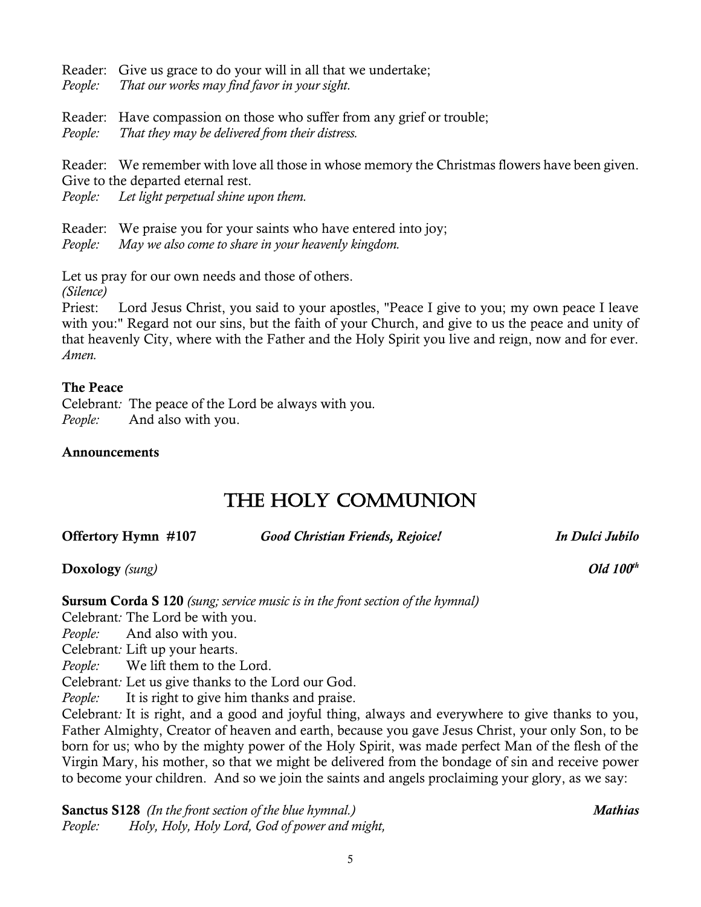Reader: Give us grace to do your will in all that we undertake;
*People: That our works may find favor in your sight.*

Reader: Have compassion on those who suffer from any grief or trouble;
*People: That they may be delivered from their distress.*

Reader: We remember with love all those in whose memory the Christmas flowers have been given. Give to the departed eternal rest.
*People: Let light perpetual shine upon them.*

Reader: We praise you for your saints who have entered into joy;
*People: May we also come to share in your heavenly kingdom.*

Let us pray for our own needs and those of others.
*(Silence)*
Priest: Lord Jesus Christ, you said to your apostles, "Peace I give to you; my own peace I leave with you:" Regard not our sins, but the faith of your Church, and give to us the peace and unity of that heavenly City, where with the Father and the Holy Spirit you live and reign, now and for ever. *Amen.*

**The Peace**
Celebrant*:* The peace of the Lord be always with you.
*People:* And also with you.

**Announcements**

# The Holy Communion

**Offertory Hymn #107** *Good Christian Friends, Rejoice!* *In Dulci Jubilo*

**Doxology** *(sung)* *Old 100th*

**Sursum Corda S 120** *(sung; service music is in the front section of the hymnal)*
Celebrant*:* The Lord be with you.
*People:* And also with you.
Celebrant*:* Lift up your hearts.
*People:* We lift them to the Lord.
Celebrant*:* Let us give thanks to the Lord our God.
*People:* It is right to give him thanks and praise.
Celebrant*:* It is right, and a good and joyful thing, always and everywhere to give thanks to you, Father Almighty, Creator of heaven and earth, because you gave Jesus Christ, your only Son, to be born for us; who by the mighty power of the Holy Spirit, was made perfect Man of the flesh of the Virgin Mary, his mother, so that we might be delivered from the bondage of sin and receive power to become your children. And so we join the saints and angels proclaiming your glory, as we say:

**Sanctus S128** *(In the front section of the blue hymnal.)* *Mathias*
*People: Holy, Holy, Holy Lord, God of power and might,*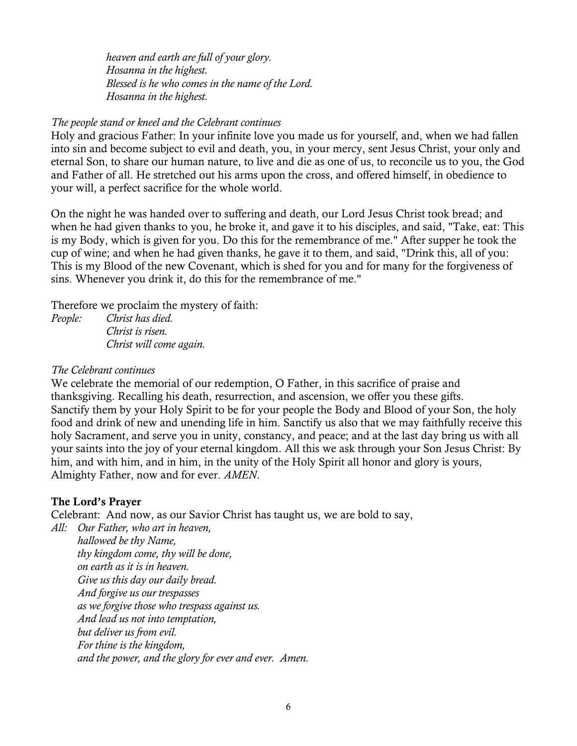*heaven and earth are full of your glory.*
*Hosanna in the highest.*
*Blessed is he who comes in the name of the Lord.*
*Hosanna in the highest.*

*The people stand or kneel and the Celebrant continues*

Holy and gracious Father: In your infinite love you made us for yourself, and, when we had fallen into sin and become subject to evil and death, you, in your mercy, sent Jesus Christ, your only and eternal Son, to share our human nature, to live and die as one of us, to reconcile us to you, the God and Father of all. He stretched out his arms upon the cross, and offered himself, in obedience to your will, a perfect sacrifice for the whole world.

On the night he was handed over to suffering and death, our Lord Jesus Christ took bread; and when he had given thanks to you, he broke it, and gave it to his disciples, and said, "Take, eat: This is my Body, which is given for you. Do this for the remembrance of me." After supper he took the cup of wine; and when he had given thanks, he gave it to them, and said, "Drink this, all of you: This is my Blood of the new Covenant, which is shed for you and for many for the forgiveness of sins. Whenever you drink it, do this for the remembrance of me."

Therefore we proclaim the mystery of faith:

*People:* *Christ has died.*
*Christ is risen.*
*Christ will come again.*

*The Celebrant continues*

We celebrate the memorial of our redemption, O Father, in this sacrifice of praise and thanksgiving. Recalling his death, resurrection, and ascension, we offer you these gifts. Sanctify them by your Holy Spirit to be for your people the Body and Blood of your Son, the holy food and drink of new and unending life in him. Sanctify us also that we may faithfully receive this holy Sacrament, and serve you in unity, constancy, and peace; and at the last day bring us with all your saints into the joy of your eternal kingdom. All this we ask through your Son Jesus Christ: By him, and with him, and in him, in the unity of the Holy Spirit all honor and glory is yours, Almighty Father, now and for ever. *AMEN.*

**The Lord's Prayer**

Celebrant: And now, as our Savior Christ has taught us, we are bold to say,

*All:* *Our Father, who art in heaven,*
*hallowed be thy Name,*
*thy kingdom come, thy will be done,*
*on earth as it is in heaven.*
*Give us this day our daily bread.*
*And forgive us our trespasses*
*as we forgive those who trespass against us.*
*And lead us not into temptation,*
*but deliver us from evil.*
*For thine is the kingdom,*
*and the power, and the glory for ever and ever. Amen.*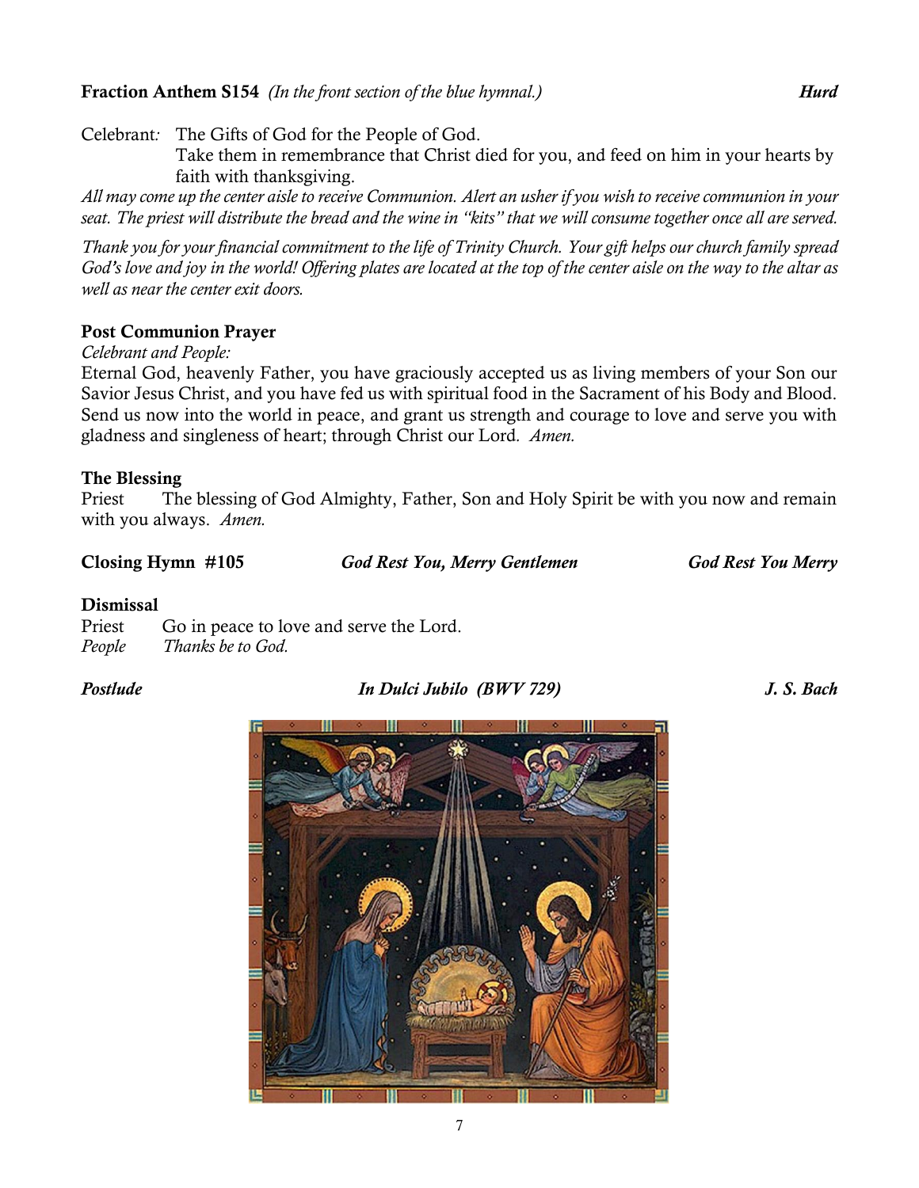**Fraction Anthem S154** *(In the front section of the blue hymnal.)* ***Hurd***

Celebrant*:* The Gifts of God for the People of God.
Take them in remembrance that Christ died for you, and feed on him in your hearts by faith with thanksgiving.

*All may come up the center aisle to receive Communion. Alert an usher if you wish to receive communion in your seat. The priest will distribute the bread and the wine in "kits" that we will consume together once all are served.*

*Thank you for your financial commitment to the life of Trinity Church. Your gift helps our church family spread God's love and joy in the world! Offering plates are located at the top of the center aisle on the way to the altar as well as near the center exit doors.*

**Post Communion Prayer**

*Celebrant and People:*

Eternal God, heavenly Father, you have graciously accepted us as living members of your Son our Savior Jesus Christ, and you have fed us with spiritual food in the Sacrament of his Body and Blood. Send us now into the world in peace, and grant us strength and courage to love and serve you with gladness and singleness of heart; through Christ our Lord*. Amen.*

**The Blessing**

Priest The blessing of God Almighty, Father, Son and Holy Spirit be with you now and remain with you always. *Amen.*

**Closing Hymn #105** ***God Rest You, Merry Gentlemen*** ***God Rest You Merry***

**Dismissal**

Priest Go in peace to love and serve the Lord.
*People Thanks be to God.*

***Postlude*** ***In Dulci Jubilo (BWV 729)*** ***J. S. Bach***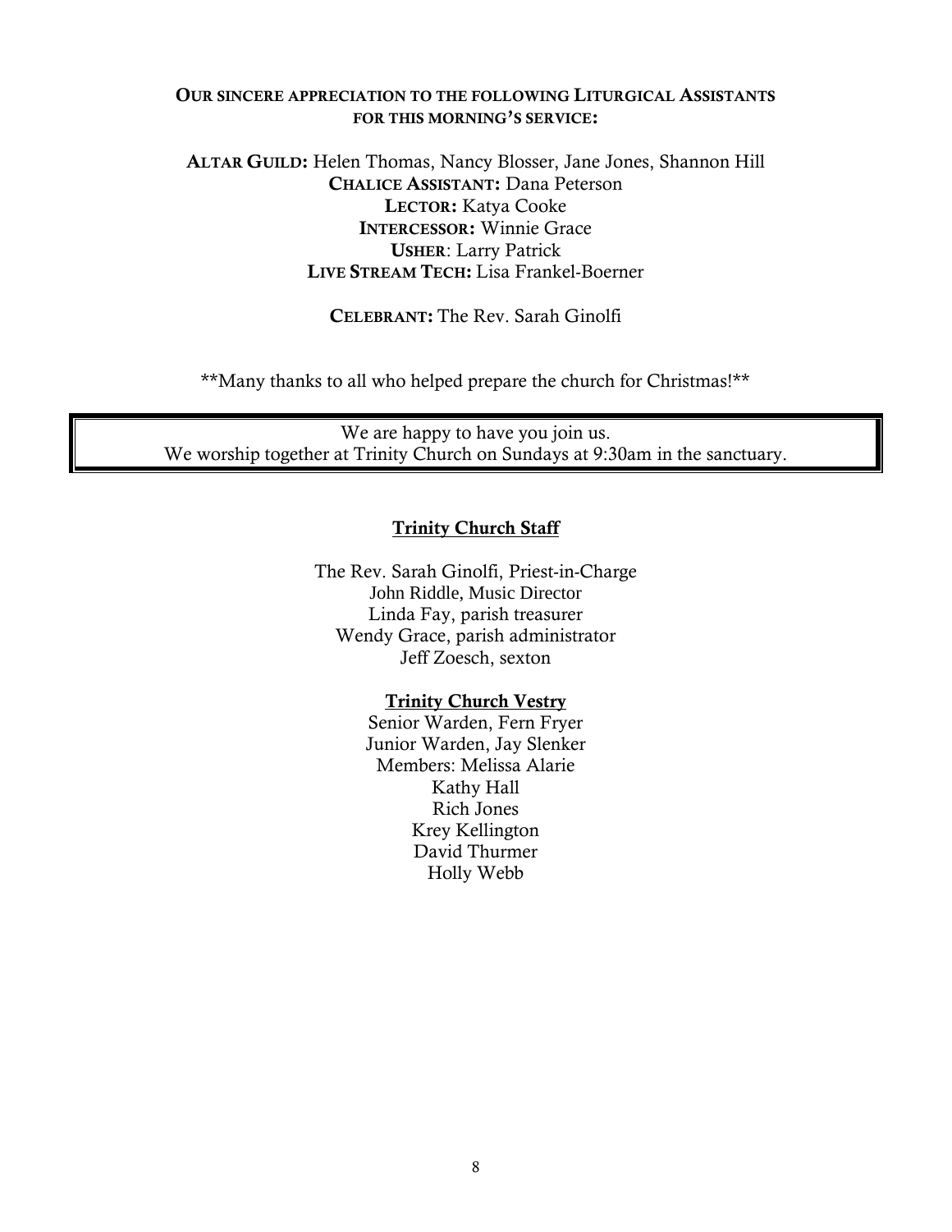**OUR SINCERE APPRECIATION TO THE FOLLOWING LITURGICAL ASSISTANTS FOR THIS MORNING'S SERVICE:**

**ALTAR GUILD:** Helen Thomas, Nancy Blosser, Jane Jones, Shannon Hill
**CHALICE ASSISTANT:** Dana Peterson
**LECTOR:** Katya Cooke
**INTERCESSOR:** Winnie Grace
**USHER**: Larry Patrick
**LIVE STREAM TECH:** Lisa Frankel-Boerner

**CELEBRANT:** The Rev. Sarah Ginolfi

**Many thanks to all who helped prepare the church for Christmas!**

We are happy to have you join us.
We worship together at Trinity Church on Sundays at 9:30am in the sanctuary.

**Trinity Church Staff**

The Rev. Sarah Ginolfi, Priest-in-Charge
John Riddle, Music Director
Linda Fay, parish treasurer
Wendy Grace, parish administrator
Jeff Zoesch, sexton

**Trinity Church Vestry**

Senior Warden, Fern Fryer
Junior Warden, Jay Slenker
Members: Melissa Alarie
Kathy Hall
Rich Jones
Krey Kellington
David Thurmer
Holly Webb